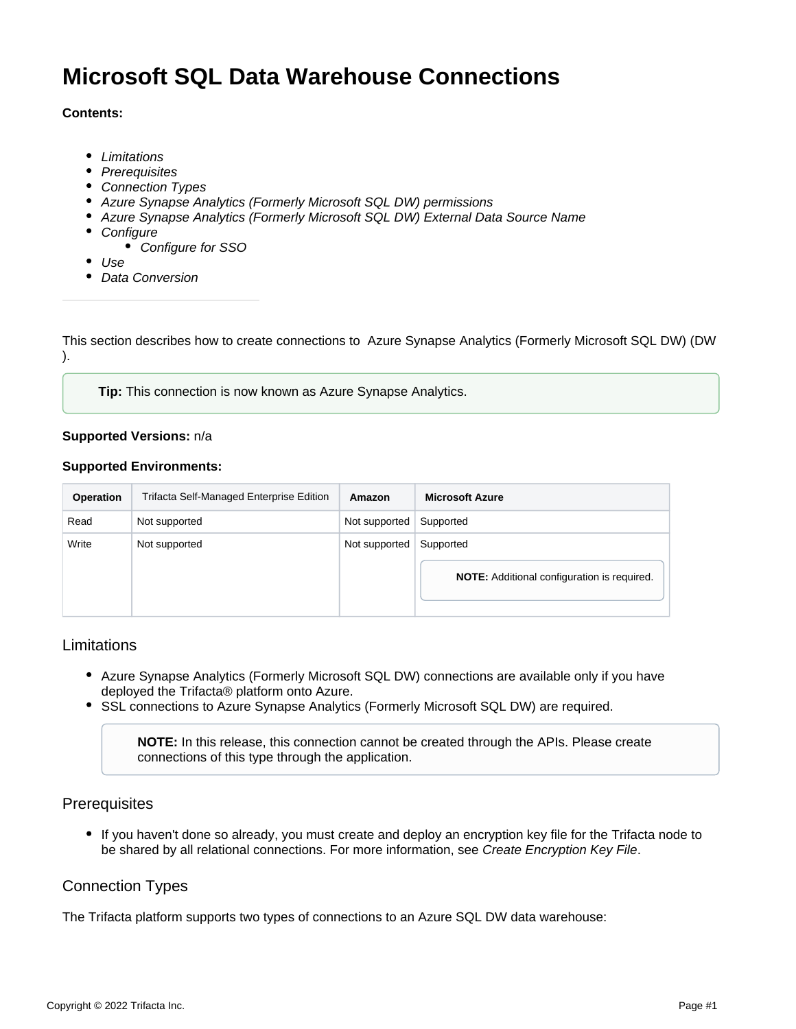# Microsoft SQL Data Warehouse Connections

**Contents:**

- *Limitations*
- *Prerequisites*
- *Connection Types*
- *Azure Synapse Analytics (Formerly Microsoft SQL DW) permissions*
- *Azure Synapse Analytics (Formerly Microsoft SQL DW) External Data Source Name*
- *Configure*
    - *Configure for SSO*
- *Use*
- *Data Conversion*

---

This section describes how to create connections to Azure Synapse Analytics (Formerly Microsoft SQL DW) (DW ).

> **Tip:** This connection is now known as Azure Synapse Analytics.

**Supported Versions:** n/a

**Supported Environments:**

| Operation | Trifacta Self-Managed Enterprise Edition | Amazon | Microsoft Azure |
|---|---|---|---|
| Read | Not supported | Not supported | Supported |
| Write | Not supported | Not supported | Supported<br>**NOTE:** Additional configuration is required. |

## Limitations

- Azure Synapse Analytics (Formerly Microsoft SQL DW) connections are available only if you have deployed the Trifacta® platform onto Azure.
- SSL connections to Azure Synapse Analytics (Formerly Microsoft SQL DW) are required.

  > **NOTE:** In this release, this connection cannot be created through the APIs. Please create connections of this type through the application.

## Prerequisites

- If you haven't done so already, you must create and deploy an encryption key file for the Trifacta node to be shared by all relational connections. For more information, see *Create Encryption Key File*.

## Connection Types

The Trifacta platform supports two types of connections to an Azure SQL DW data warehouse: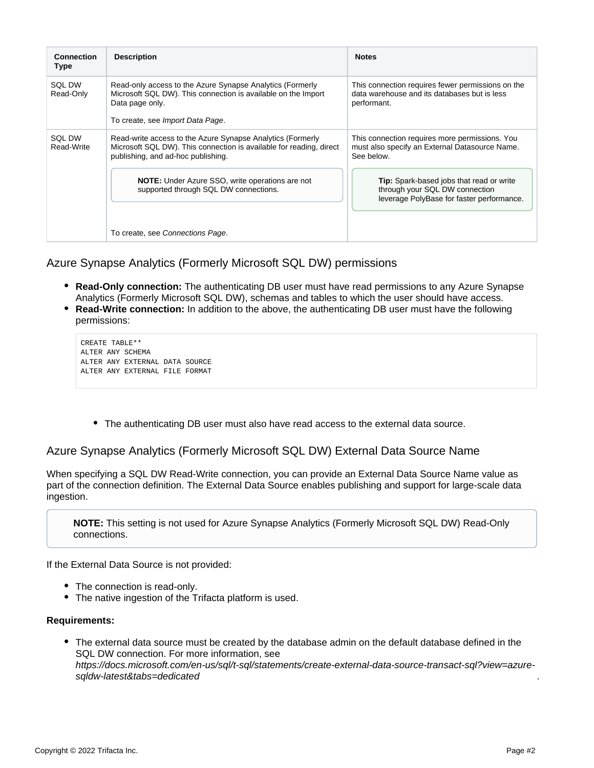| Connection Type | Description | Notes |
| --- | --- | --- |
| SQL DW Read-Only | Read-only access to the Azure Synapse Analytics (Formerly Microsoft SQL DW). This connection is available on the Import Data page only.<br><br>To create, see *Import Data Page*. | This connection requires fewer permissions on the data warehouse and its databases but is less performant. |
| SQL DW Read-Write | Read-write access to the Azure Synapse Analytics (Formerly Microsoft SQL DW). This connection is available for reading, direct publishing, and ad-hoc publishing.<br><br>**NOTE:** Under Azure SSO, write operations are not supported through SQL DW connections.<br><br>To create, see *Connections Page*. | This connection requires more permissions. You must also specify an External Datasource Name. See below.<br><br>**Tip:** Spark-based jobs that read or write through your SQL DW connection leverage PolyBase for faster performance. |

## Azure Synapse Analytics (Formerly Microsoft SQL DW) permissions

- **Read-Only connection:** The authenticating DB user must have read permissions to any Azure Synapse Analytics (Formerly Microsoft SQL DW), schemas and tables to which the user should have access.
- **Read-Write connection:** In addition to the above, the authenticating DB user must have the following permissions:

```
CREATE TABLE**
ALTER ANY SCHEMA
ALTER ANY EXTERNAL DATA SOURCE
ALTER ANY EXTERNAL FILE FORMAT
```

  - The authenticating DB user must also have read access to the external data source.

## Azure Synapse Analytics (Formerly Microsoft SQL DW) External Data Source Name

When specifying a SQL DW Read-Write connection, you can provide an External Data Source Name value as part of the connection definition. The External Data Source enables publishing and support for large-scale data ingestion.

> **NOTE:** This setting is not used for Azure Synapse Analytics (Formerly Microsoft SQL DW) Read-Only connections.

If the External Data Source is not provided:

- The connection is read-only.
- The native ingestion of the Trifacta platform is used.

**Requirements:**

- The external data source must be created by the database admin on the default database defined in the SQL DW connection. For more information, see *https://docs.microsoft.com/en-us/sql/t-sql/statements/create-external-data-source-transact-sql?view=azure-sqldw-latest&tabs=dedicated*.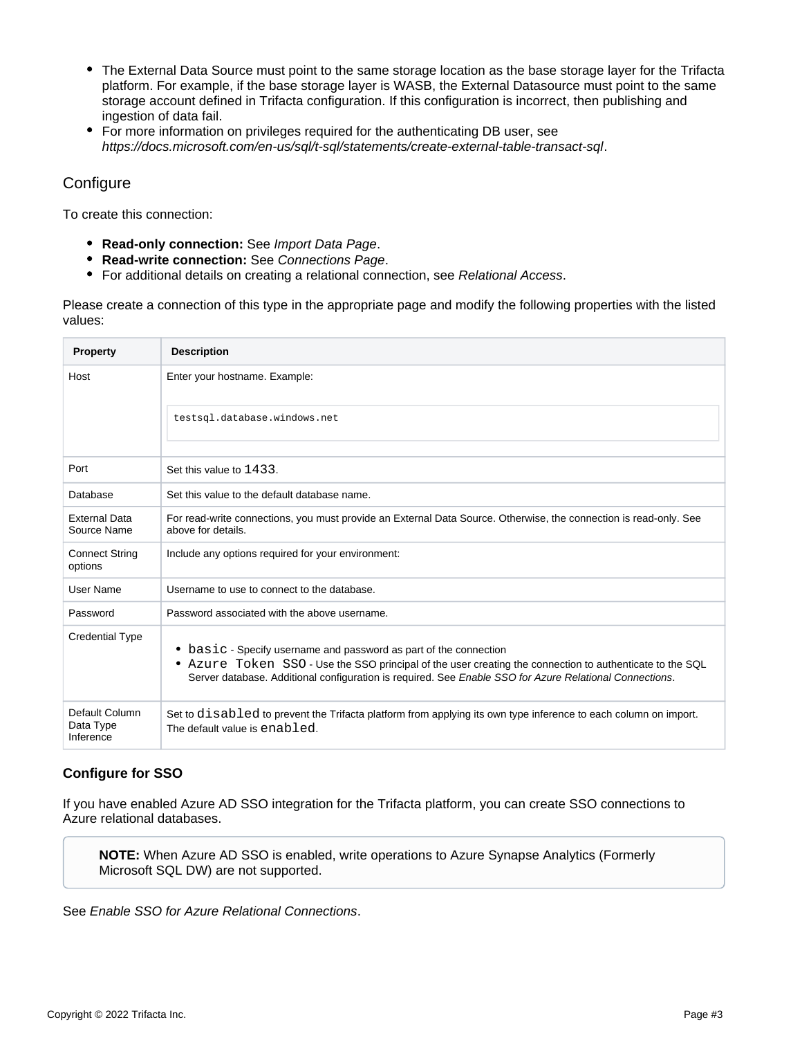- The External Data Source must point to the same storage location as the base storage layer for the Trifacta platform. For example, if the base storage layer is WASB, the External Datasource must point to the same storage account defined in Trifacta configuration. If this configuration is incorrect, then publishing and ingestion of data fail.
- For more information on privileges required for the authenticating DB user, see *https://docs.microsoft.com/en-us/sql/t-sql/statements/create-external-table-transact-sql*.

## Configure

To create this connection:

- **Read-only connection:** See *Import Data Page*.
- **Read-write connection:** See *Connections Page*.
- For additional details on creating a relational connection, see *Relational Access*.

Please create a connection of this type in the appropriate page and modify the following properties with the listed values:

| Property | Description |
| --- | --- |
| Host | Enter your hostname. Example: `testsql.database.windows.net` |
| Port | Set this value to `1433`. |
| Database | Set this value to the default database name. |
| External Data Source Name | For read-write connections, you must provide an External Data Source. Otherwise, the connection is read-only. See above for details. |
| Connect String options | Include any options required for your environment: |
| User Name | Username to use to connect to the database. |
| Password | Password associated with the above username. |
| Credential Type | • `basic` - Specify username and password as part of the connection<br>• `Azure Token SSO` - Use the SSO principal of the user creating the connection to authenticate to the SQL Server database. Additional configuration is required. See *Enable SSO for Azure Relational Connections*. |
| Default Column Data Type Inference | Set to `disabled` to prevent the Trifacta platform from applying its own type inference to each column on import. The default value is `enabled`. |

### Configure for SSO

If you have enabled Azure AD SSO integration for the Trifacta platform, you can create SSO connections to Azure relational databases.

> **NOTE:** When Azure AD SSO is enabled, write operations to Azure Synapse Analytics (Formerly Microsoft SQL DW) are not supported.

See *Enable SSO for Azure Relational Connections*.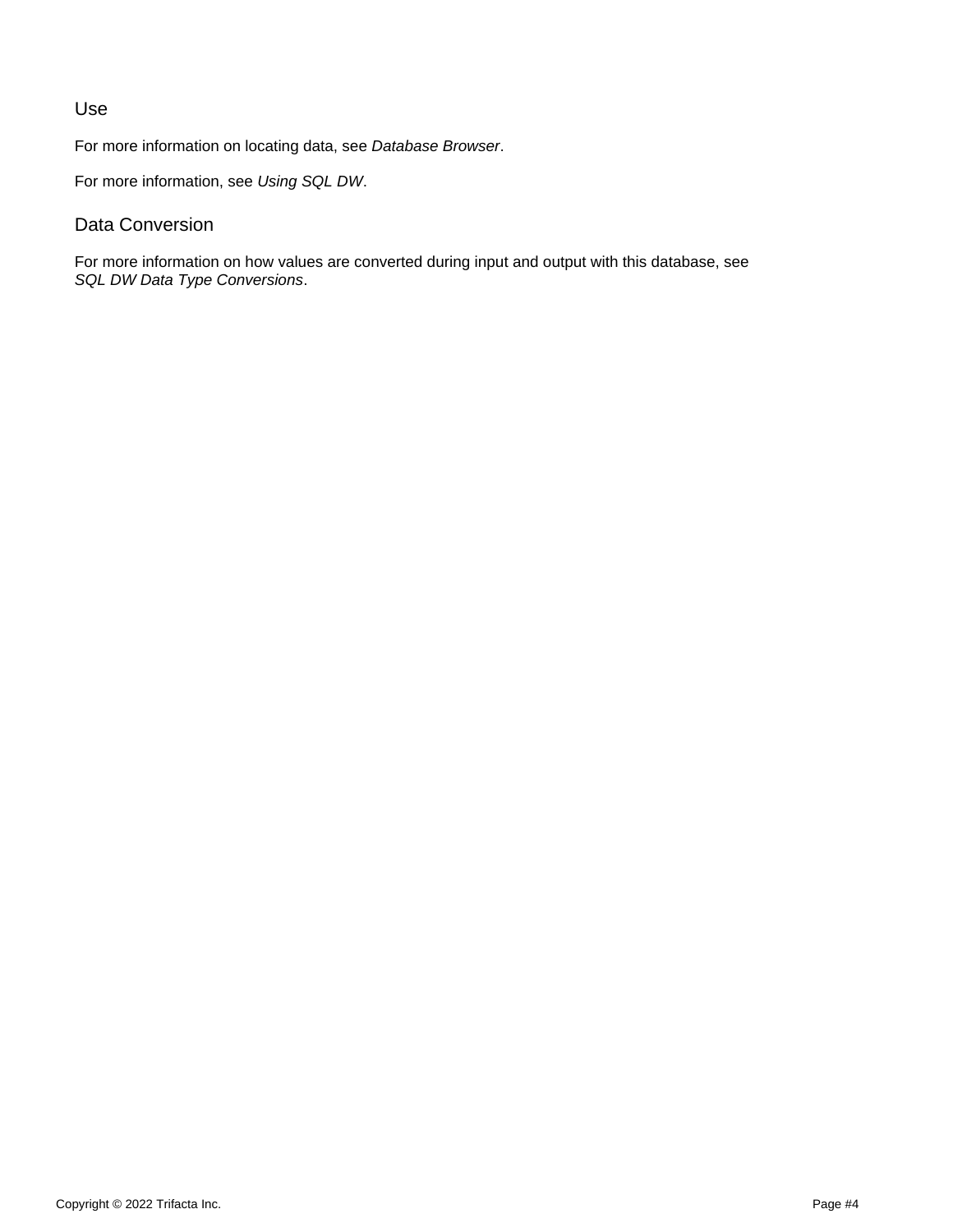## Use

For more information on locating data, see *Database Browser*.

For more information, see *Using SQL DW*.

## Data Conversion

For more information on how values are converted during input and output with this database, see *SQL DW Data Type Conversions*.